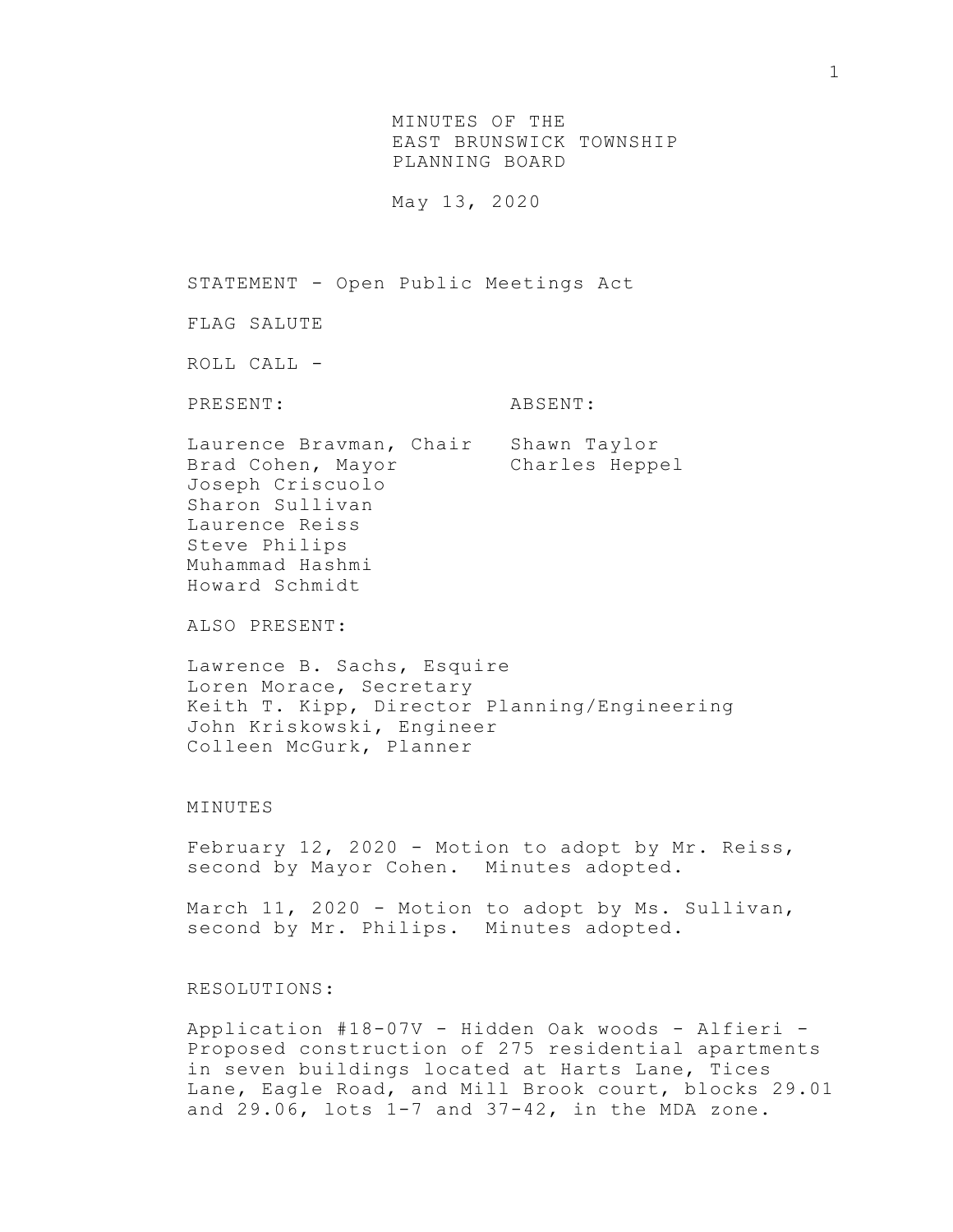# MINUTES OF THE EAST BRUNSWICK TOWNSHIP PLANNING BOARD

May 13, 2020

STATEMENT - Open Public Meetings Act

FLAG SALUTE

ROLL CALL -

| PRESENT: | ABSENT: |
|---|---|
| Laurence Bravman, Chair | Shawn Taylor |
| Brad Cohen, Mayor | Charles Heppel |
| Joseph Criscuolo | |
| Sharon Sullivan | |
| Laurence Reiss | |
| Steve Philips | |
| Muhammad Hashmi | |
| Howard Schmidt | |

ALSO PRESENT:

Lawrence B. Sachs, Esquire
Loren Morace, Secretary
Keith T. Kipp, Director Planning/Engineering
John Kriskowski, Engineer
Colleen McGurk, Planner

MINUTES

February 12, 2020 - Motion to adopt by Mr. Reiss, second by Mayor Cohen. Minutes adopted.

March 11, 2020 - Motion to adopt by Ms. Sullivan, second by Mr. Philips. Minutes adopted.

RESOLUTIONS:

Application #18-07V - Hidden Oak woods - Alfieri - Proposed construction of 275 residential apartments in seven buildings located at Harts Lane, Tices Lane, Eagle Road, and Mill Brook court, blocks 29.01 and 29.06, lots 1-7 and 37-42, in the MDA zone.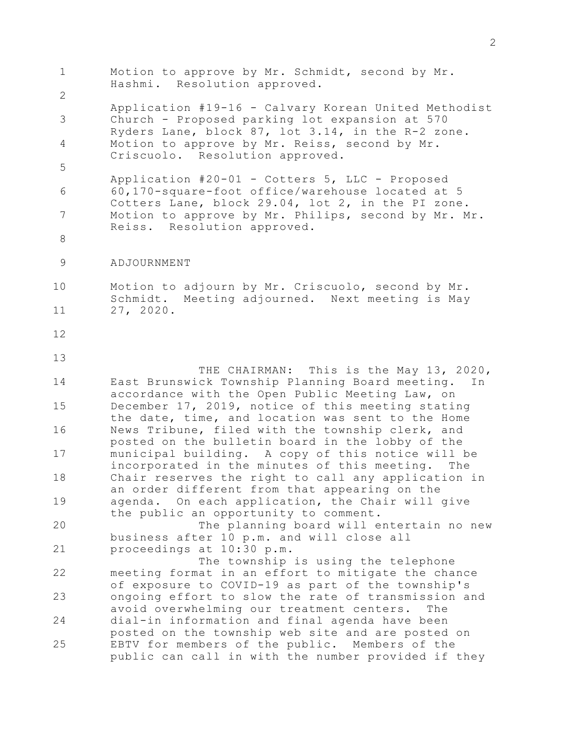Motion to approve by Mr. Schmidt, second by Mr. Hashmi. Resolution approved.

Application #19-16 - Calvary Korean United Methodist Church - Proposed parking lot expansion at 570 Ryders Lane, block 87, lot 3.14, in the R-2 zone. Motion to approve by Mr. Reiss, second by Mr. Criscuolo. Resolution approved.

Application #20-01 - Cotters 5, LLC - Proposed 60,170-square-foot office/warehouse located at 5 Cotters Lane, block 29.04, lot 2, in the PI zone. Motion to approve by Mr. Philips, second by Mr. Mr. Reiss. Resolution approved.

ADJOURNMENT

Motion to adjourn by Mr. Criscuolo, second by Mr. Schmidt. Meeting adjourned. Next meeting is May 27, 2020.

THE CHAIRMAN: This is the May 13, 2020, East Brunswick Township Planning Board meeting. In accordance with the Open Public Meeting Law, on December 17, 2019, notice of this meeting stating the date, time, and location was sent to the Home News Tribune, filed with the township clerk, and posted on the bulletin board in the lobby of the municipal building. A copy of this notice will be incorporated in the minutes of this meeting. The Chair reserves the right to call any application in an order different from that appearing on the agenda. On each application, the Chair will give the public an opportunity to comment.

The planning board will entertain no new business after 10 p.m. and will close all proceedings at 10:30 p.m.

The township is using the telephone meeting format in an effort to mitigate the chance of exposure to COVID-19 as part of the township's ongoing effort to slow the rate of transmission and avoid overwhelming our treatment centers. The dial-in information and final agenda have been posted on the township web site and are posted on EBTV for members of the public. Members of the public can call in with the number provided if they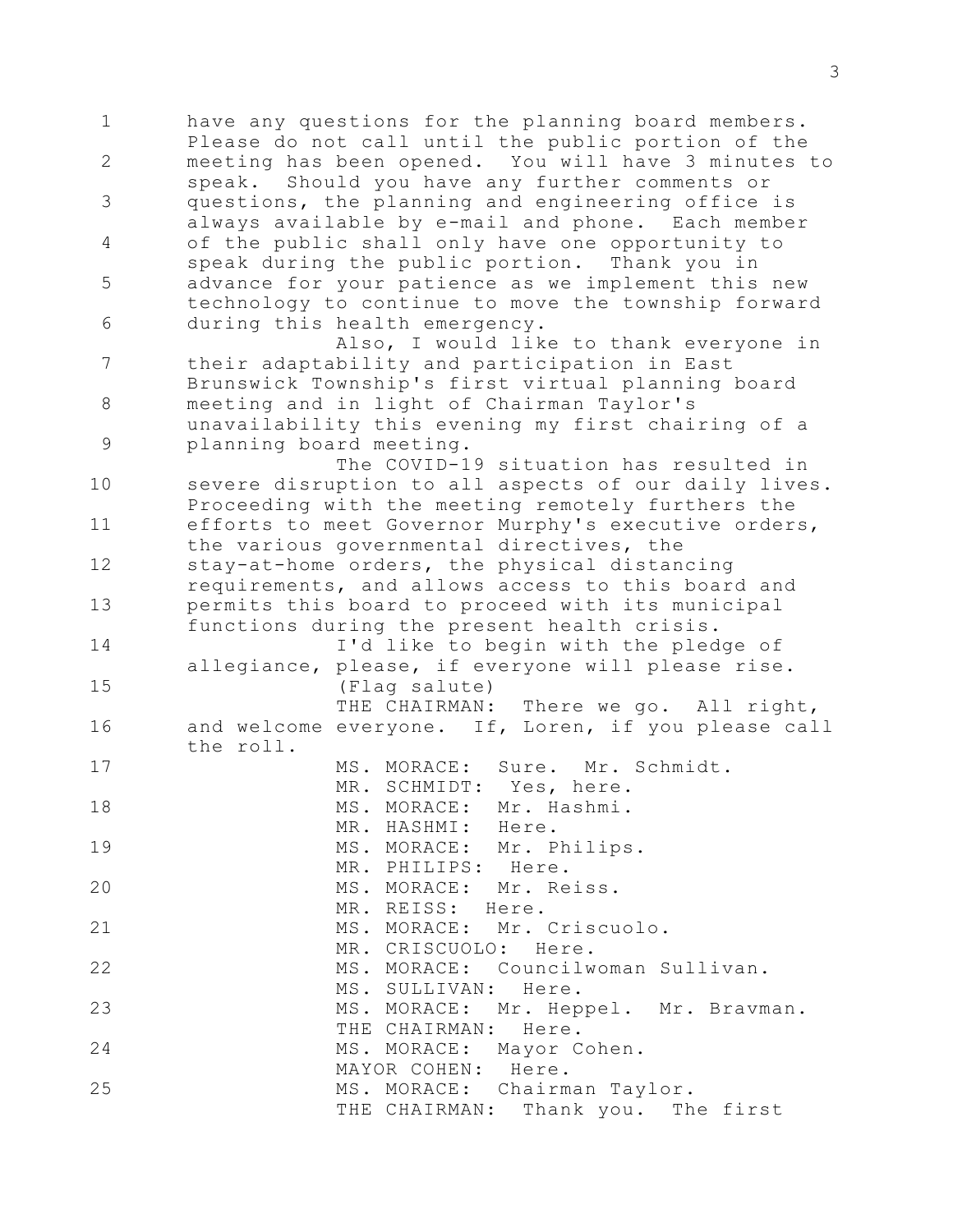have any questions for the planning board members. Please do not call until the public portion of the meeting has been opened. You will have 3 minutes to speak. Should you have any further comments or questions, the planning and engineering office is always available by e-mail and phone. Each member of the public shall only have one opportunity to speak during the public portion. Thank you in advance for your patience as we implement this new technology to continue to move the township forward during this health emergency.

Also, I would like to thank everyone in their adaptability and participation in East Brunswick Township's first virtual planning board meeting and in light of Chairman Taylor's unavailability this evening my first chairing of a planning board meeting.

The COVID-19 situation has resulted in severe disruption to all aspects of our daily lives. Proceeding with the meeting remotely furthers the efforts to meet Governor Murphy's executive orders, the various governmental directives, the stay-at-home orders, the physical distancing requirements, and allows access to this board and permits this board to proceed with its municipal functions during the present health crisis.

I'd like to begin with the pledge of allegiance, please, if everyone will please rise.

(Flag salute)

THE CHAIRMAN: There we go. All right, and welcome everyone. If, Loren, if you please call the roll.

MS. MORACE: Sure. Mr. Schmidt.

MR. SCHMIDT: Yes, here.

MS. MORACE: Mr. Hashmi.

MR. HASHMI: Here.

MS. MORACE: Mr. Philips.

MR. PHILIPS: Here.

MS. MORACE: Mr. Reiss.

MR. REISS: Here.

MS. MORACE: Mr. Criscuolo.

MR. CRISCUOLO: Here.

MS. MORACE: Councilwoman Sullivan.

MS. SULLIVAN: Here.

MS. MORACE: Mr. Heppel. Mr. Bravman.

THE CHAIRMAN: Here.

MS. MORACE: Mayor Cohen.

MAYOR COHEN: Here.

MS. MORACE: Chairman Taylor.

THE CHAIRMAN: Thank you. The first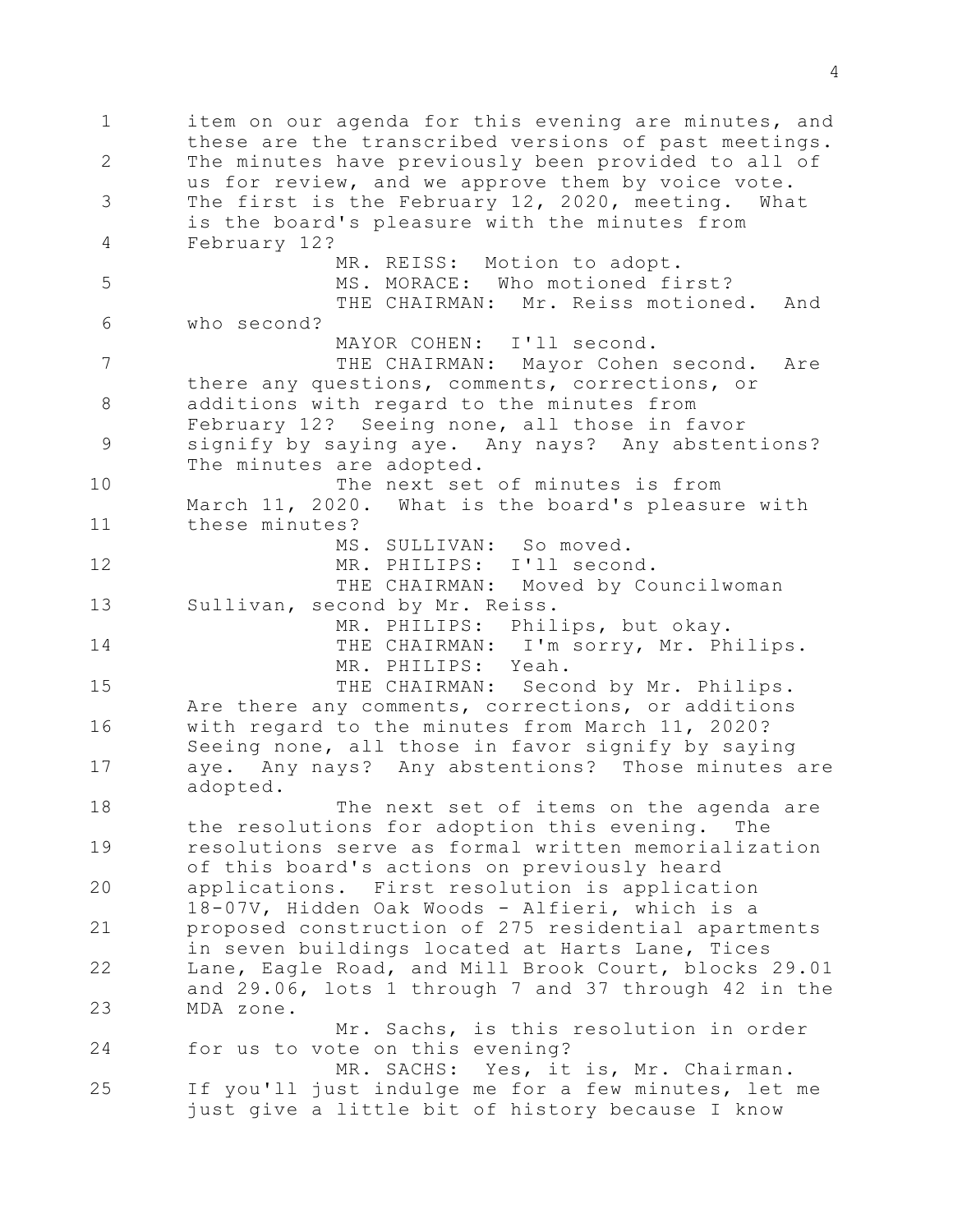item on our agenda for this evening are minutes, and these are the transcribed versions of past meetings. The minutes have previously been provided to all of us for review, and we approve them by voice vote. The first is the February 12, 2020, meeting. What is the board's pleasure with the minutes from February 12?

MR. REISS: Motion to adopt.

MS. MORACE: Who motioned first?

THE CHAIRMAN: Mr. Reiss motioned. And who second?

MAYOR COHEN: I'll second.

THE CHAIRMAN: Mayor Cohen second. Are there any questions, comments, corrections, or additions with regard to the minutes from February 12? Seeing none, all those in favor signify by saying aye. Any nays? Any abstentions? The minutes are adopted.

The next set of minutes is from March 11, 2020. What is the board's pleasure with these minutes?

MS. SULLIVAN: So moved.

MR. PHILIPS: I'll second.

THE CHAIRMAN: Moved by Councilwoman Sullivan, second by Mr. Reiss.

MR. PHILIPS: Philips, but okay.

THE CHAIRMAN: I'm sorry, Mr. Philips.

MR. PHILIPS: Yeah.

THE CHAIRMAN: Second by Mr. Philips. Are there any comments, corrections, or additions with regard to the minutes from March 11, 2020? Seeing none, all those in favor signify by saying aye. Any nays? Any abstentions? Those minutes are adopted.

The next set of items on the agenda are the resolutions for adoption this evening. The resolutions serve as formal written memorialization of this board's actions on previously heard applications. First resolution is application 18-07V, Hidden Oak Woods - Alfieri, which is a proposed construction of 275 residential apartments in seven buildings located at Harts Lane, Tices Lane, Eagle Road, and Mill Brook Court, blocks 29.01 and 29.06, lots 1 through 7 and 37 through 42 in the MDA zone.

Mr. Sachs, is this resolution in order for us to vote on this evening?

MR. SACHS: Yes, it is, Mr. Chairman. If you'll just indulge me for a few minutes, let me just give a little bit of history because I know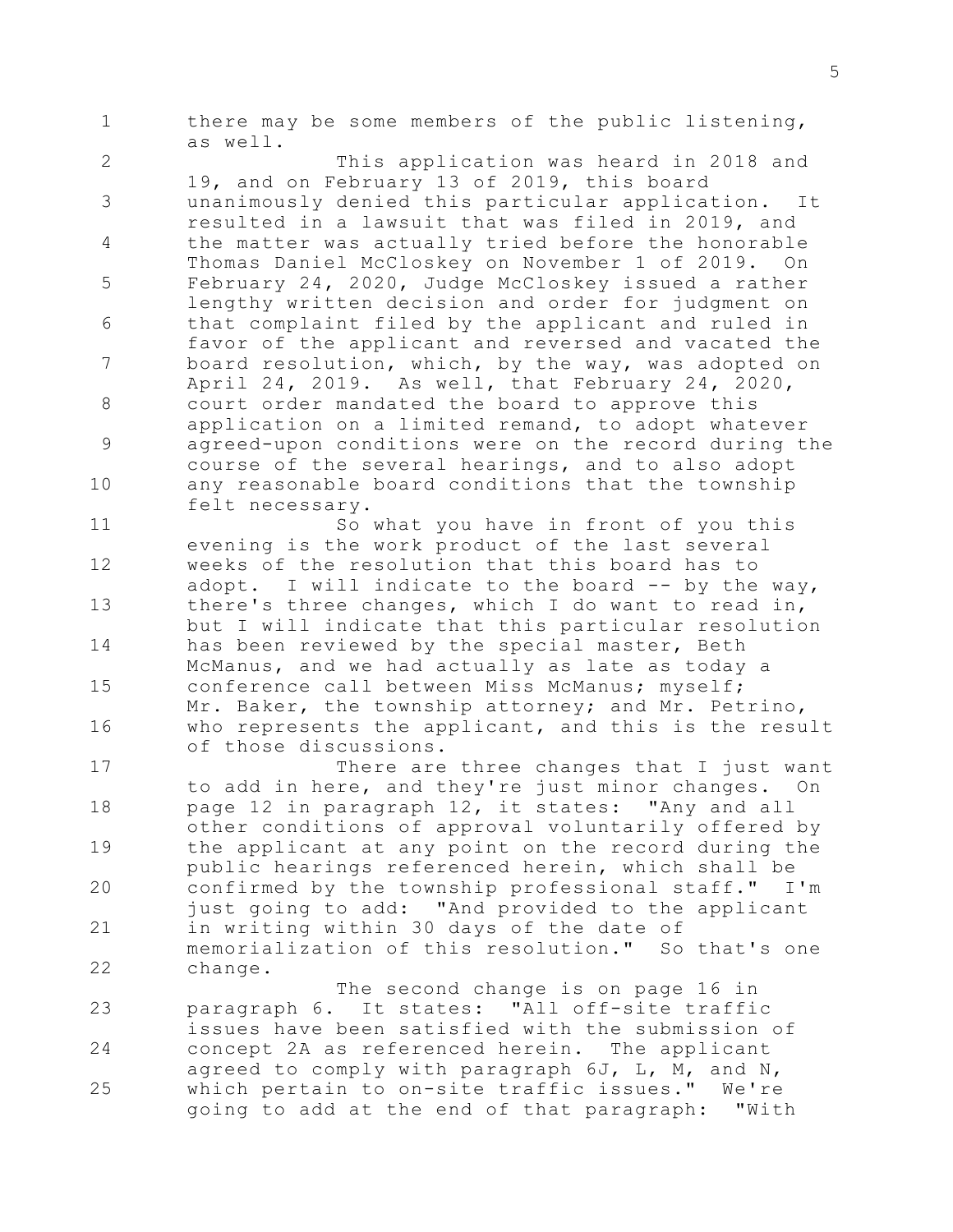1 there may be some members of the public listening, as well.

2 This application was heard in 2018 and 19, and on February 13 of 2019, this board

3 unanimously denied this particular application. It resulted in a lawsuit that was filed in 2019, and

4 the matter was actually tried before the honorable Thomas Daniel McCloskey on November 1 of 2019. On

5 February 24, 2020, Judge McCloskey issued a rather lengthy written decision and order for judgment on

6 that complaint filed by the applicant and ruled in favor of the applicant and reversed and vacated the

7 board resolution, which, by the way, was adopted on April 24, 2019. As well, that February 24, 2020,

8 court order mandated the board to approve this application on a limited remand, to adopt whatever

9 agreed-upon conditions were on the record during the course of the several hearings, and to also adopt

10 any reasonable board conditions that the township felt necessary.

11 So what you have in front of you this evening is the work product of the last several

12 weeks of the resolution that this board has to adopt. I will indicate to the board -- by the way,

13 there's three changes, which I do want to read in, but I will indicate that this particular resolution

14 has been reviewed by the special master, Beth McManus, and we had actually as late as today a

15 conference call between Miss McManus; myself; Mr. Baker, the township attorney; and Mr. Petrino,

16 who represents the applicant, and this is the result of those discussions.

17 There are three changes that I just want to add in here, and they're just minor changes. On

18 page 12 in paragraph 12, it states: "Any and all other conditions of approval voluntarily offered by

19 the applicant at any point on the record during the public hearings referenced herein, which shall be

20 confirmed by the township professional staff." I'm just going to add: "And provided to the applicant

21 in writing within 30 days of the date of memorialization of this resolution." So that's one

22 change.

The second change is on page 16 in

23 paragraph 6. It states: "All off-site traffic issues have been satisfied with the submission of

24 concept 2A as referenced herein. The applicant agreed to comply with paragraph 6J, L, M, and N,

25 which pertain to on-site traffic issues." We're going to add at the end of that paragraph: "With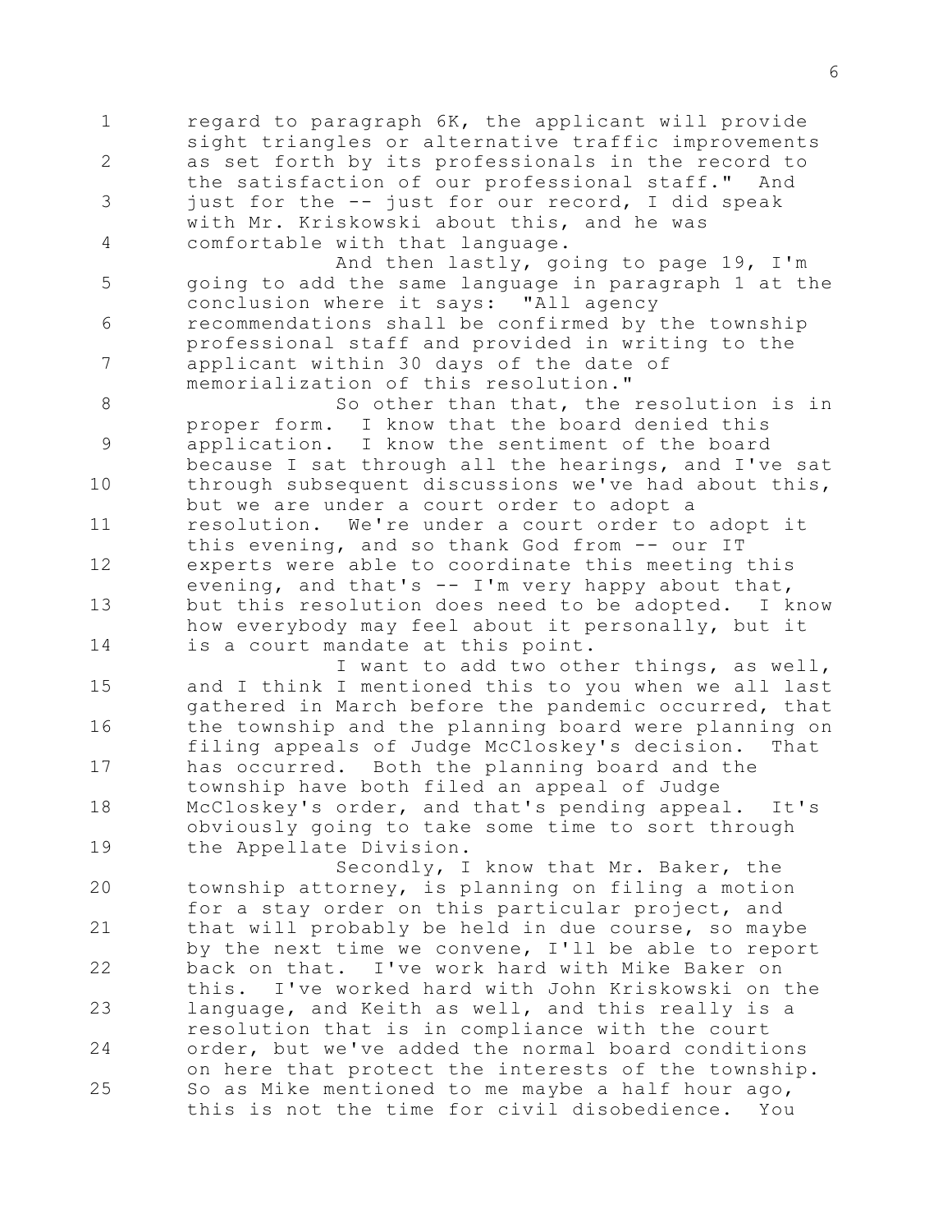regard to paragraph 6K, the applicant will provide sight triangles or alternative traffic improvements as set forth by its professionals in the record to the satisfaction of our professional staff." And just for the -- just for our record, I did speak with Mr. Kriskowski about this, and he was comfortable with that language.

And then lastly, going to page 19, I'm going to add the same language in paragraph 1 at the conclusion where it says: "All agency recommendations shall be confirmed by the township professional staff and provided in writing to the applicant within 30 days of the date of memorialization of this resolution."

So other than that, the resolution is in proper form. I know that the board denied this application. I know the sentiment of the board because I sat through all the hearings, and I've sat through subsequent discussions we've had about this, but we are under a court order to adopt a resolution. We're under a court order to adopt it this evening, and so thank God from -- our IT experts were able to coordinate this meeting this evening, and that's -- I'm very happy about that, but this resolution does need to be adopted. I know how everybody may feel about it personally, but it is a court mandate at this point.

I want to add two other things, as well, and I think I mentioned this to you when we all last gathered in March before the pandemic occurred, that the township and the planning board were planning on filing appeals of Judge McCloskey's decision. That has occurred. Both the planning board and the township have both filed an appeal of Judge McCloskey's order, and that's pending appeal. It's obviously going to take some time to sort through the Appellate Division.

Secondly, I know that Mr. Baker, the township attorney, is planning on filing a motion for a stay order on this particular project, and that will probably be held in due course, so maybe by the next time we convene, I'll be able to report back on that. I've work hard with Mike Baker on this. I've worked hard with John Kriskowski on the language, and Keith as well, and this really is a resolution that is in compliance with the court order, but we've added the normal board conditions on here that protect the interests of the township. So as Mike mentioned to me maybe a half hour ago, this is not the time for civil disobedience. You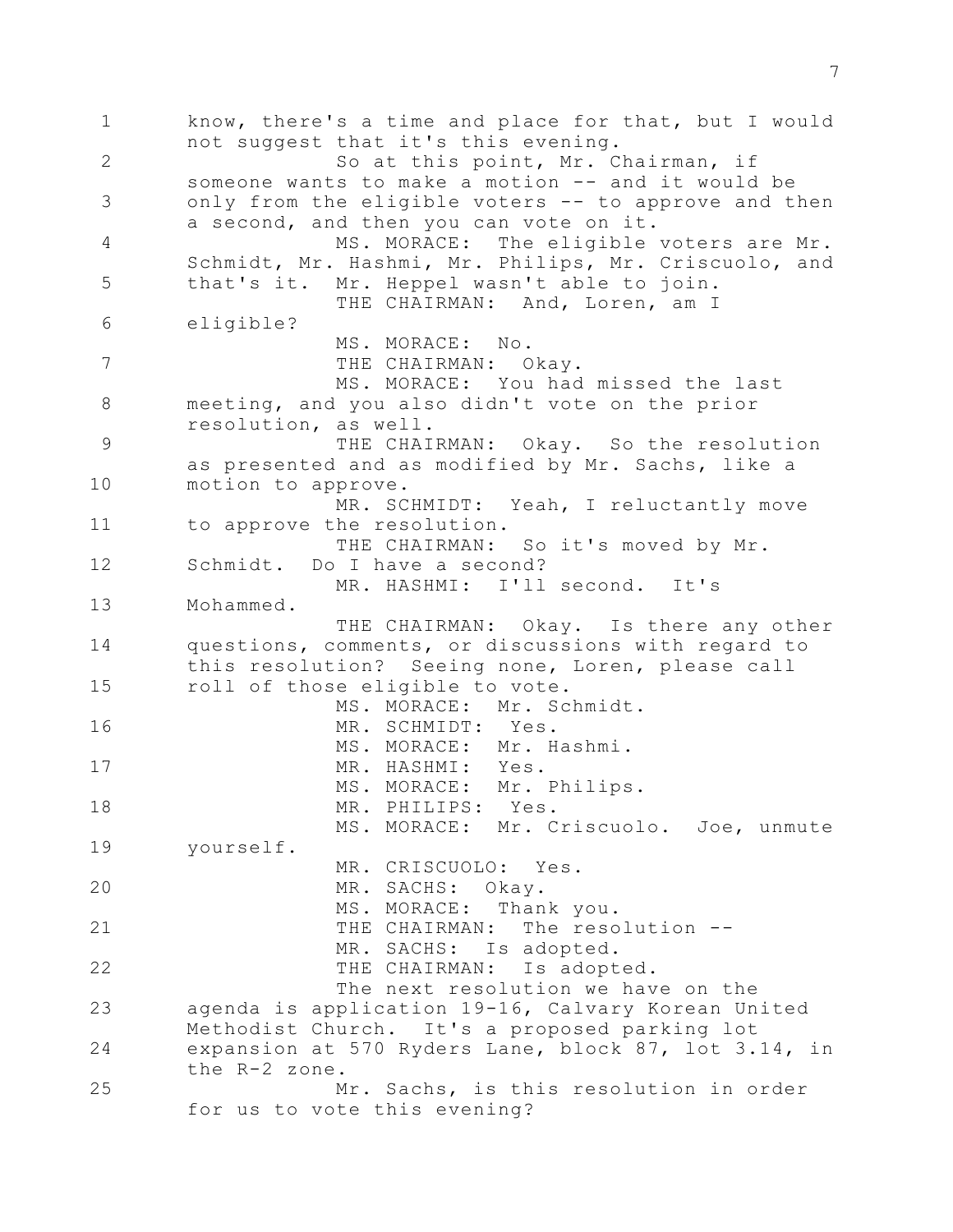know, there's a time and place for that, but I would not suggest that it's this evening.

So at this point, Mr. Chairman, if someone wants to make a motion -- and it would be only from the eligible voters -- to approve and then a second, and then you can vote on it.

MS. MORACE: The eligible voters are Mr. Schmidt, Mr. Hashmi, Mr. Philips, Mr. Criscuolo, and that's it. Mr. Heppel wasn't able to join.

THE CHAIRMAN: And, Loren, am I eligible?

MS. MORACE: No.

THE CHAIRMAN: Okay.

MS. MORACE: You had missed the last meeting, and you also didn't vote on the prior resolution, as well.

THE CHAIRMAN: Okay. So the resolution as presented and as modified by Mr. Sachs, like a motion to approve.

MR. SCHMIDT: Yeah, I reluctantly move to approve the resolution.

THE CHAIRMAN: So it's moved by Mr. Schmidt. Do I have a second?

MR. HASHMI: I'll second. It's Mohammed.

THE CHAIRMAN: Okay. Is there any other questions, comments, or discussions with regard to this resolution? Seeing none, Loren, please call roll of those eligible to vote.

MS. MORACE: Mr. Schmidt.

MR. SCHMIDT: Yes.

MS. MORACE: Mr. Hashmi.

MR. HASHMI: Yes.

MS. MORACE: Mr. Philips.

MR. PHILIPS: Yes.

MS. MORACE: Mr. Criscuolo. Joe, unmute yourself.

MR. CRISCUOLO: Yes.

MR. SACHS: Okay.

MS. MORACE: Thank you.

THE CHAIRMAN: The resolution --

MR. SACHS: Is adopted.

THE CHAIRMAN: Is adopted.

The next resolution we have on the agenda is application 19-16, Calvary Korean United Methodist Church. It's a proposed parking lot expansion at 570 Ryders Lane, block 87, lot 3.14, in the R-2 zone.

Mr. Sachs, is this resolution in order for us to vote this evening?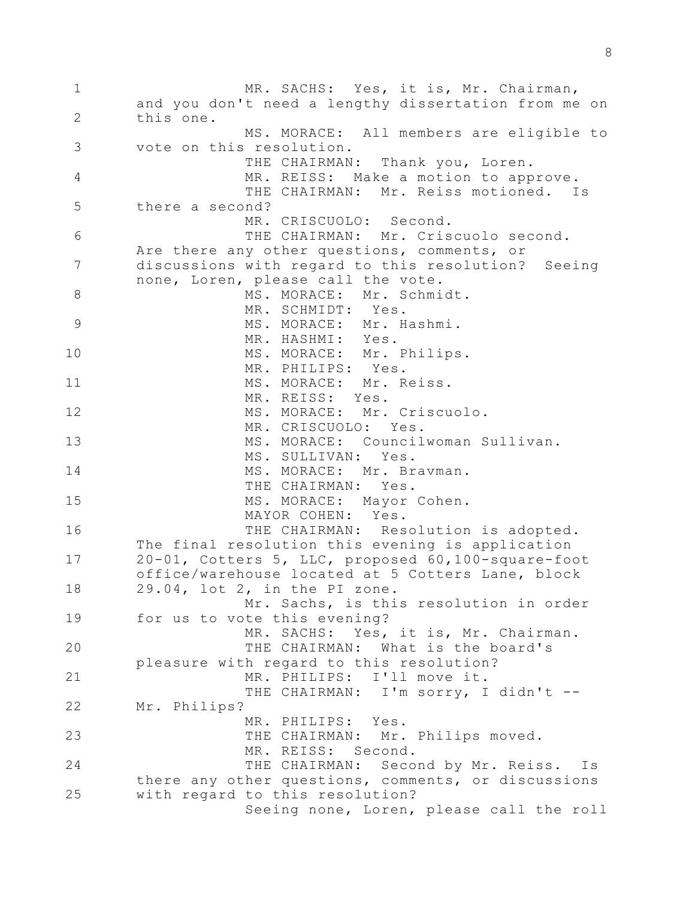MR. SACHS: Yes, it is, Mr. Chairman, and you don't need a lengthy dissertation from me on this one.

MS. MORACE: All members are eligible to vote on this resolution.

THE CHAIRMAN: Thank you, Loren.

MR. REISS: Make a motion to approve.

THE CHAIRMAN: Mr. Reiss motioned. Is there a second?

MR. CRISCUOLO: Second.

THE CHAIRMAN: Mr. Criscuolo second. Are there any other questions, comments, or discussions with regard to this resolution? Seeing none, Loren, please call the vote.

MS. MORACE: Mr. Schmidt.

MR. SCHMIDT: Yes.

MS. MORACE: Mr. Hashmi.

MR. HASHMI: Yes.

MS. MORACE: Mr. Philips.

MR. PHILIPS: Yes.

MS. MORACE: Mr. Reiss.

MR. REISS: Yes.

MS. MORACE: Mr. Criscuolo.

MR. CRISCUOLO: Yes.

MS. MORACE: Councilwoman Sullivan.

MS. SULLIVAN: Yes.

MS. MORACE: Mr. Bravman.

THE CHAIRMAN: Yes.

MS. MORACE: Mayor Cohen.

MAYOR COHEN: Yes.

THE CHAIRMAN: Resolution is adopted. The final resolution this evening is application 20-01, Cotters 5, LLC, proposed 60,100-square-foot office/warehouse located at 5 Cotters Lane, block 29.04, lot 2, in the PI zone.

Mr. Sachs, is this resolution in order for us to vote this evening?

MR. SACHS: Yes, it is, Mr. Chairman.

THE CHAIRMAN: What is the board's pleasure with regard to this resolution?

MR. PHILIPS: I'll move it.

THE CHAIRMAN: I'm sorry, I didn't -- Mr. Philips?

MR. PHILIPS: Yes.

THE CHAIRMAN: Mr. Philips moved.

MR. REISS: Second.

THE CHAIRMAN: Second by Mr. Reiss. Is there any other questions, comments, or discussions with regard to this resolution?

Seeing none, Loren, please call the roll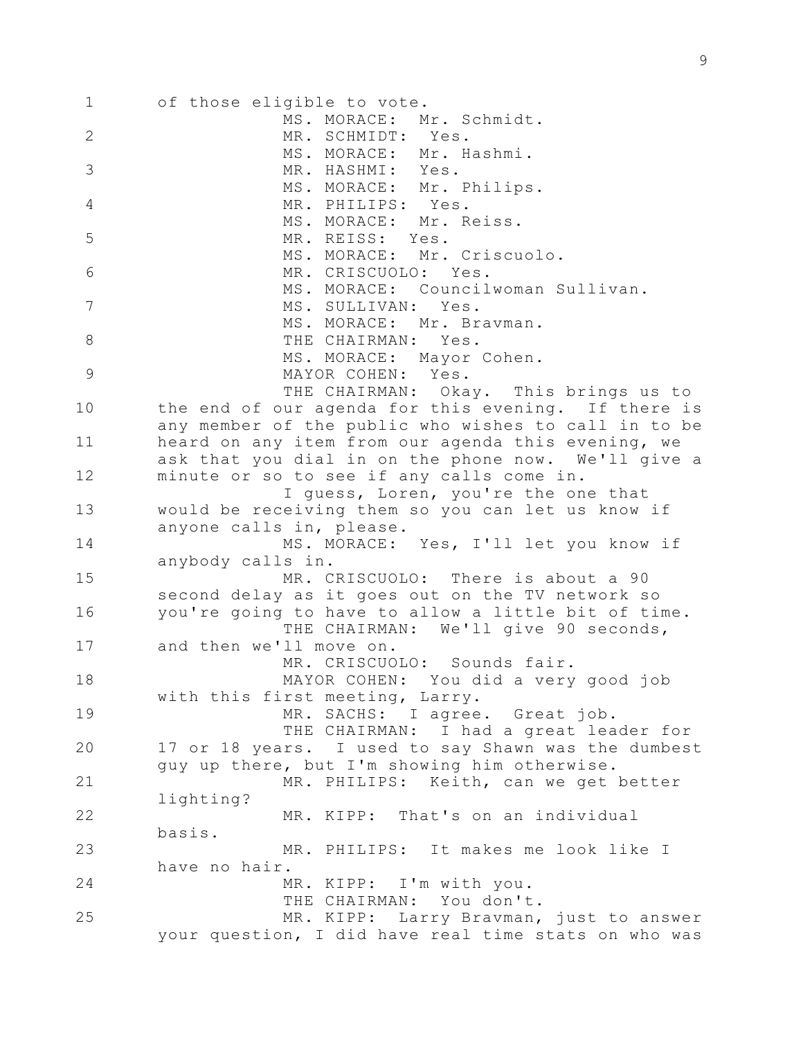1 of those eligible to vote.

MS. MORACE: Mr. Schmidt.

2 MR. SCHMIDT: Yes.

MS. MORACE: Mr. Hashmi.

3 MR. HASHMI: Yes.

MS. MORACE: Mr. Philips.

4 MR. PHILIPS: Yes.

MS. MORACE: Mr. Reiss.

5 MR. REISS: Yes.

MS. MORACE: Mr. Criscuolo.

6 MR. CRISCUOLO: Yes.

MS. MORACE: Councilwoman Sullivan.

7 MS. SULLIVAN: Yes.

MS. MORACE: Mr. Bravman.

8 THE CHAIRMAN: Yes.

MS. MORACE: Mayor Cohen.

9 MAYOR COHEN: Yes.

THE CHAIRMAN: Okay. This brings us to

10 the end of our agenda for this evening. If there is any member of the public who wishes to call in to be

11 heard on any item from our agenda this evening, we ask that you dial in on the phone now. We'll give a

12 minute or so to see if any calls come in.

I guess, Loren, you're the one that

13 would be receiving them so you can let us know if anyone calls in, please.

14 MS. MORACE: Yes, I'll let you know if anybody calls in.

15 MR. CRISCUOLO: There is about a 90 second delay as it goes out on the TV network so

16 you're going to have to allow a little bit of time.

THE CHAIRMAN: We'll give 90 seconds,

17 and then we'll move on.

MR. CRISCUOLO: Sounds fair.

18 MAYOR COHEN: You did a very good job with this first meeting, Larry.

19 MR. SACHS: I agree. Great job.

THE CHAIRMAN: I had a great leader for

20 17 or 18 years. I used to say Shawn was the dumbest guy up there, but I'm showing him otherwise.

21 MR. PHILIPS: Keith, can we get better lighting?

22 MR. KIPP: That's on an individual basis.

23 MR. PHILIPS: It makes me look like I have no hair.

24 MR. KIPP: I'm with you.

THE CHAIRMAN: You don't.

25 MR. KIPP: Larry Bravman, just to answer your question, I did have real time stats on who was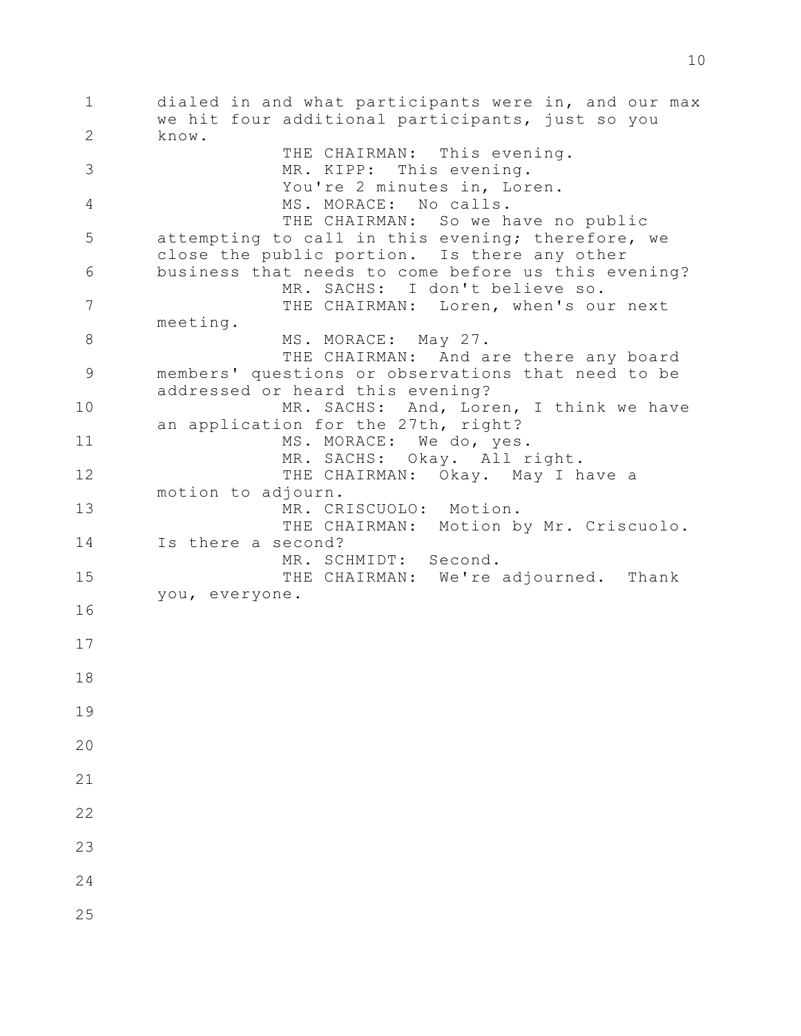dialed in and what participants were in, and our max we hit four additional participants, just so you know.

THE CHAIRMAN: This evening.

MR. KIPP: This evening.

You're 2 minutes in, Loren.

MS. MORACE: No calls.

THE CHAIRMAN: So we have no public attempting to call in this evening; therefore, we close the public portion. Is there any other business that needs to come before us this evening?

MR. SACHS: I don't believe so.

THE CHAIRMAN: Loren, when's our next meeting.

MS. MORACE: May 27.

THE CHAIRMAN: And are there any board members' questions or observations that need to be addressed or heard this evening?

MR. SACHS: And, Loren, I think we have an application for the 27th, right?

MS. MORACE: We do, yes.

MR. SACHS: Okay. All right.

THE CHAIRMAN: Okay. May I have a motion to adjourn.

MR. CRISCUOLO: Motion.

THE CHAIRMAN: Motion by Mr. Criscuolo. Is there a second?

MR. SCHMIDT: Second.

THE CHAIRMAN: We're adjourned. Thank you, everyone.